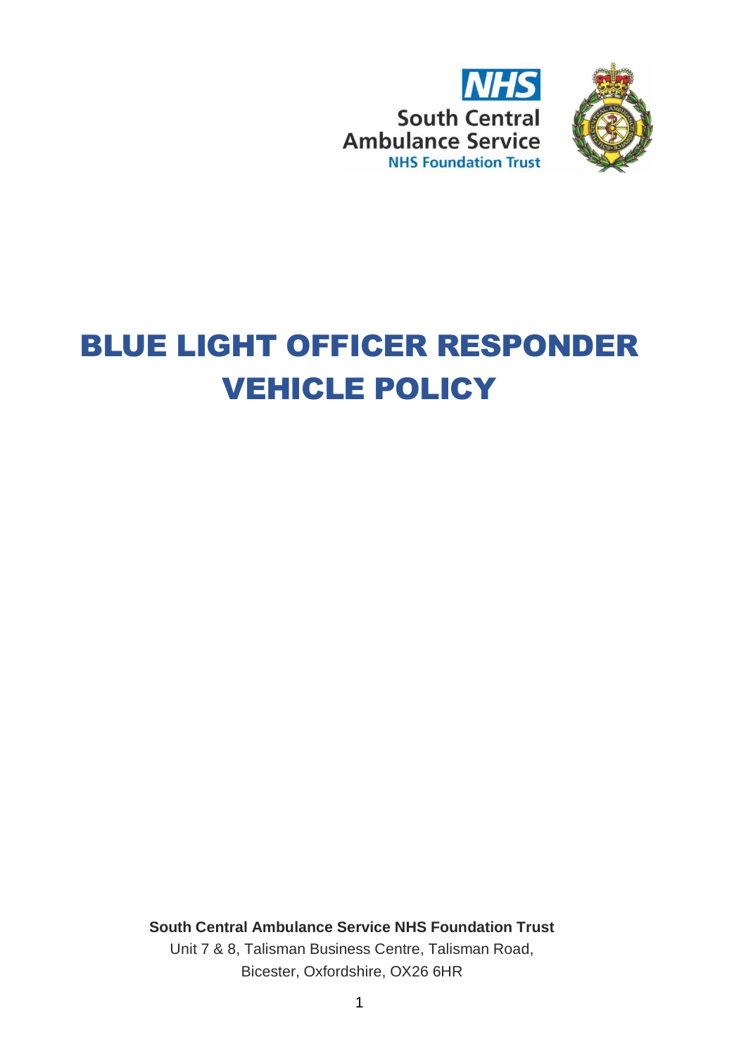NHS

South Central Ambulance Service

NHS Foundation Trust

# BLUE LIGHT OFFICER RESPONDER VEHICLE POLICY

**South Central Ambulance Service NHS Foundation Trust**

Unit 7 & 8, Talisman Business Centre, Talisman Road,
Bicester, Oxfordshire, OX26 6HR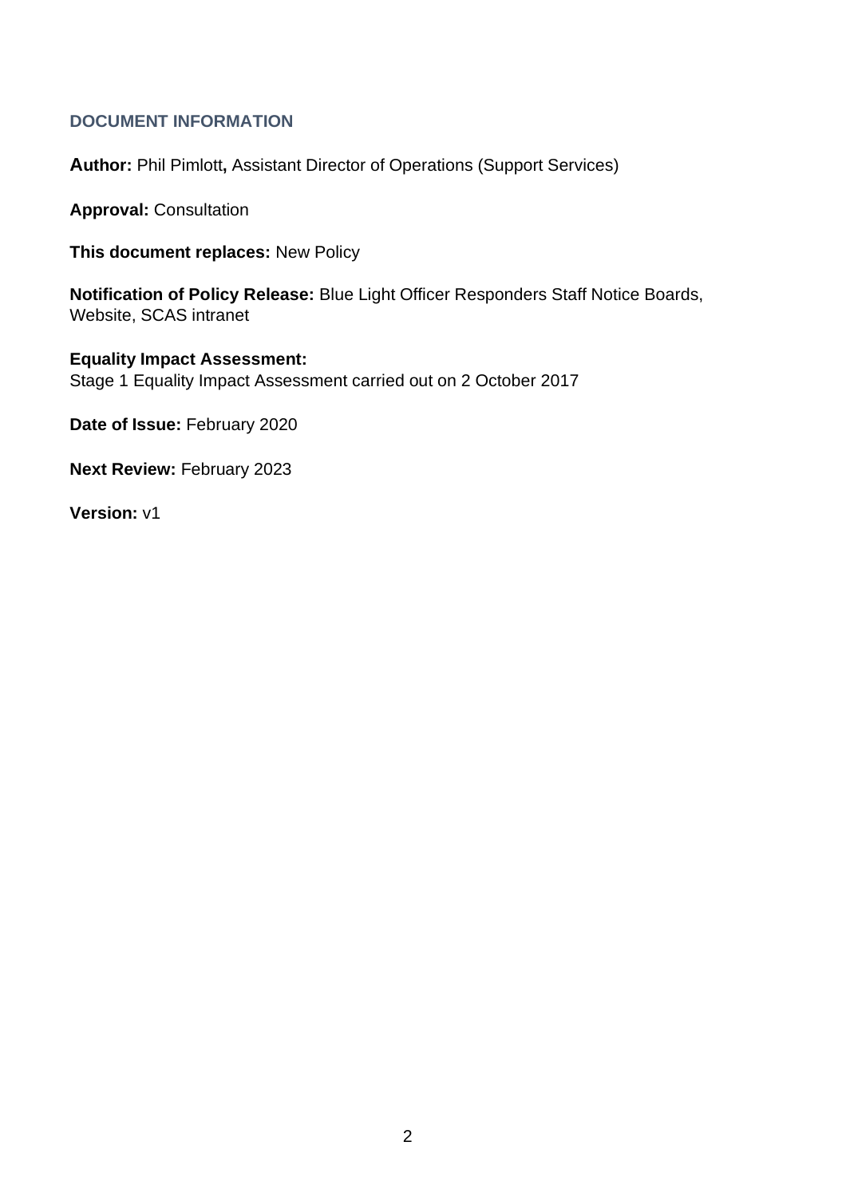## DOCUMENT INFORMATION

**Author:** Phil Pimlott**,** Assistant Director of Operations (Support Services)

**Approval:** Consultation

**This document replaces:** New Policy

**Notification of Policy Release:** Blue Light Officer Responders Staff Notice Boards, Website, SCAS intranet

**Equality Impact Assessment:**
Stage 1 Equality Impact Assessment carried out on 2 October 2017

**Date of Issue:** February 2020

**Next Review:** February 2023

**Version:** v1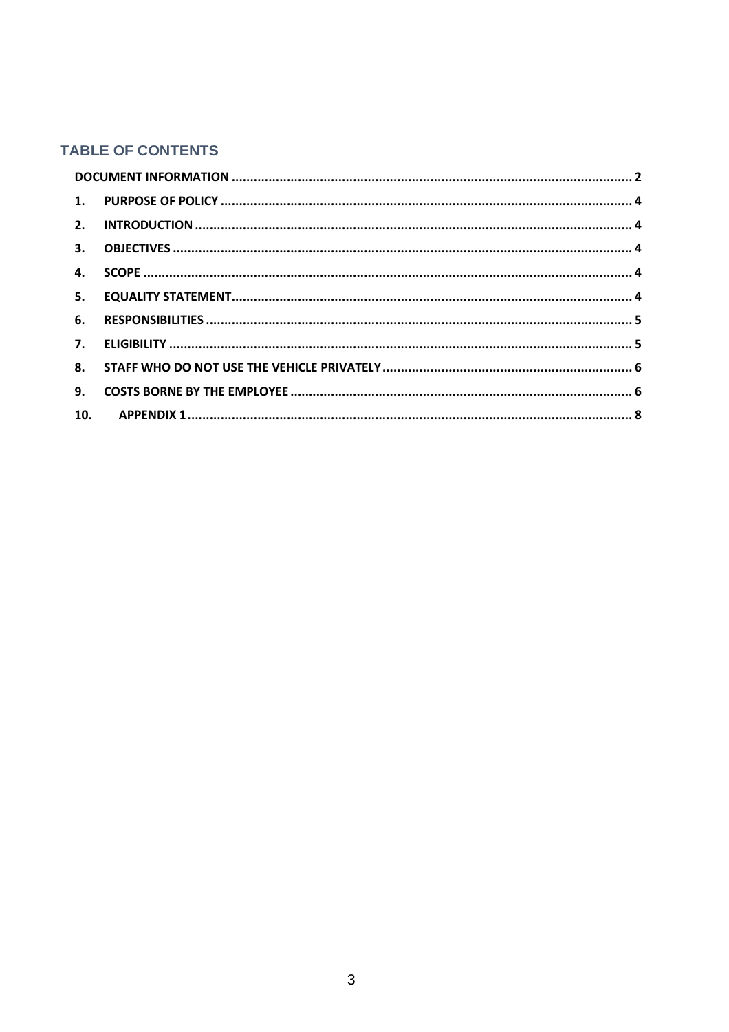## TABLE OF CONTENTS

DOCUMENT INFORMATION .......... 2

1. PURPOSE OF POLICY .......... 4
2. INTRODUCTION .......... 4
3. OBJECTIVES .......... 4
4. SCOPE .......... 4
5. EQUALITY STATEMENT .......... 4
6. RESPONSIBILITIES .......... 5
7. ELIGIBILITY .......... 5
8. STAFF WHO DO NOT USE THE VEHICLE PRIVATELY .......... 6
9. COSTS BORNE BY THE EMPLOYEE .......... 6
10. APPENDIX 1 .......... 8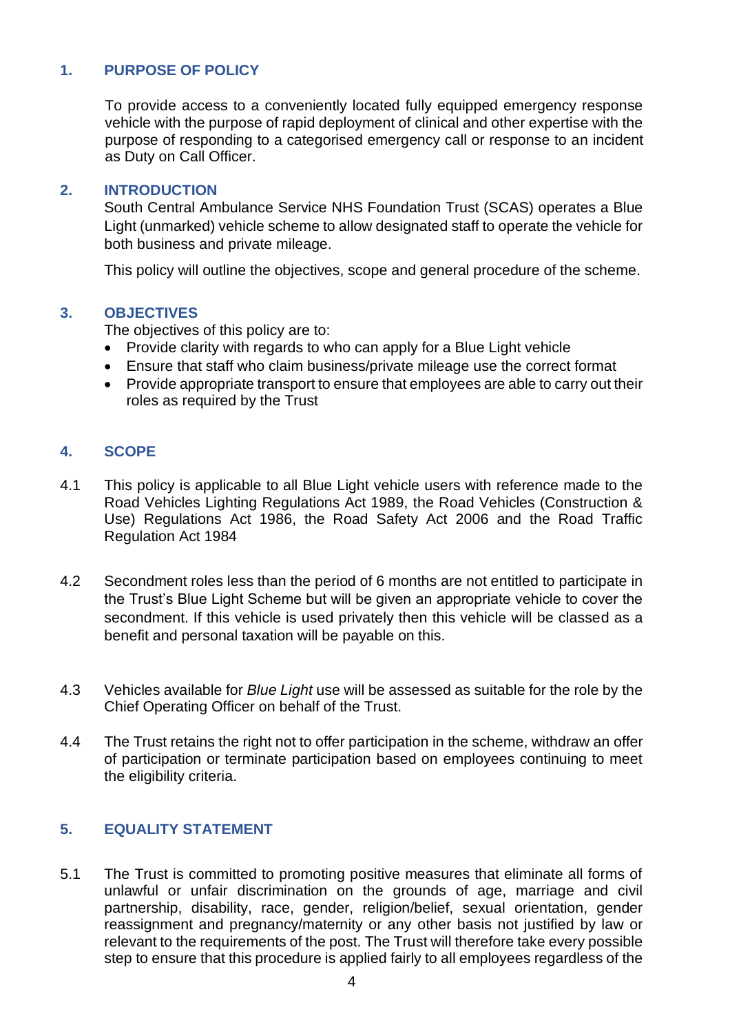## 1. PURPOSE OF POLICY

To provide access to a conveniently located fully equipped emergency response vehicle with the purpose of rapid deployment of clinical and other expertise with the purpose of responding to a categorised emergency call or response to an incident as Duty on Call Officer.

## 2. INTRODUCTION

South Central Ambulance Service NHS Foundation Trust (SCAS) operates a Blue Light (unmarked) vehicle scheme to allow designated staff to operate the vehicle for both business and private mileage.

This policy will outline the objectives, scope and general procedure of the scheme.

## 3. OBJECTIVES

The objectives of this policy are to:

- Provide clarity with regards to who can apply for a Blue Light vehicle
- Ensure that staff who claim business/private mileage use the correct format
- Provide appropriate transport to ensure that employees are able to carry out their roles as required by the Trust

## 4. SCOPE

4.1 This policy is applicable to all Blue Light vehicle users with reference made to the Road Vehicles Lighting Regulations Act 1989, the Road Vehicles (Construction & Use) Regulations Act 1986, the Road Safety Act 2006 and the Road Traffic Regulation Act 1984

4.2 Secondment roles less than the period of 6 months are not entitled to participate in the Trust's Blue Light Scheme but will be given an appropriate vehicle to cover the secondment. If this vehicle is used privately then this vehicle will be classed as a benefit and personal taxation will be payable on this.

4.3 Vehicles available for *Blue Light* use will be assessed as suitable for the role by the Chief Operating Officer on behalf of the Trust.

4.4 The Trust retains the right not to offer participation in the scheme, withdraw an offer of participation or terminate participation based on employees continuing to meet the eligibility criteria.

## 5. EQUALITY STATEMENT

5.1 The Trust is committed to promoting positive measures that eliminate all forms of unlawful or unfair discrimination on the grounds of age, marriage and civil partnership, disability, race, gender, religion/belief, sexual orientation, gender reassignment and pregnancy/maternity or any other basis not justified by law or relevant to the requirements of the post. The Trust will therefore take every possible step to ensure that this procedure is applied fairly to all employees regardless of the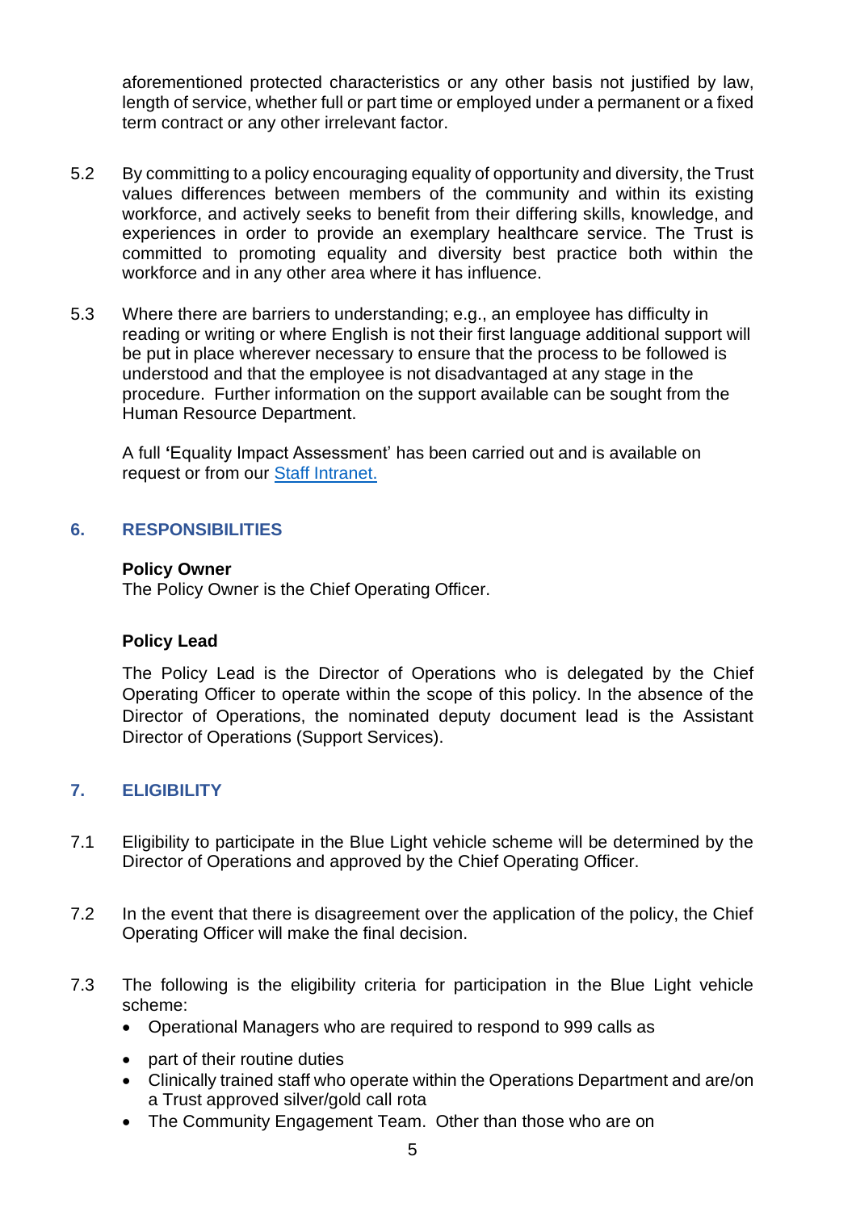aforementioned protected characteristics or any other basis not justified by law, length of service, whether full or part time or employed under a permanent or a fixed term contract or any other irrelevant factor.

5.2 By committing to a policy encouraging equality of opportunity and diversity, the Trust values differences between members of the community and within its existing workforce, and actively seeks to benefit from their differing skills, knowledge, and experiences in order to provide an exemplary healthcare service. The Trust is committed to promoting equality and diversity best practice both within the workforce and in any other area where it has influence.

5.3 Where there are barriers to understanding; e.g., an employee has difficulty in reading or writing or where English is not their first language additional support will be put in place wherever necessary to ensure that the process to be followed is understood and that the employee is not disadvantaged at any stage in the procedure. Further information on the support available can be sought from the Human Resource Department.

A full 'Equality Impact Assessment' has been carried out and is available on request or from our Staff Intranet.

## 6. RESPONSIBILITIES

**Policy Owner**

The Policy Owner is the Chief Operating Officer.

**Policy Lead**

The Policy Lead is the Director of Operations who is delegated by the Chief Operating Officer to operate within the scope of this policy. In the absence of the Director of Operations, the nominated deputy document lead is the Assistant Director of Operations (Support Services).

## 7. ELIGIBILITY

7.1 Eligibility to participate in the Blue Light vehicle scheme will be determined by the Director of Operations and approved by the Chief Operating Officer.

7.2 In the event that there is disagreement over the application of the policy, the Chief Operating Officer will make the final decision.

7.3 The following is the eligibility criteria for participation in the Blue Light vehicle scheme:

- Operational Managers who are required to respond to 999 calls as
- part of their routine duties
- Clinically trained staff who operate within the Operations Department and are/on a Trust approved silver/gold call rota
- The Community Engagement Team. Other than those who are on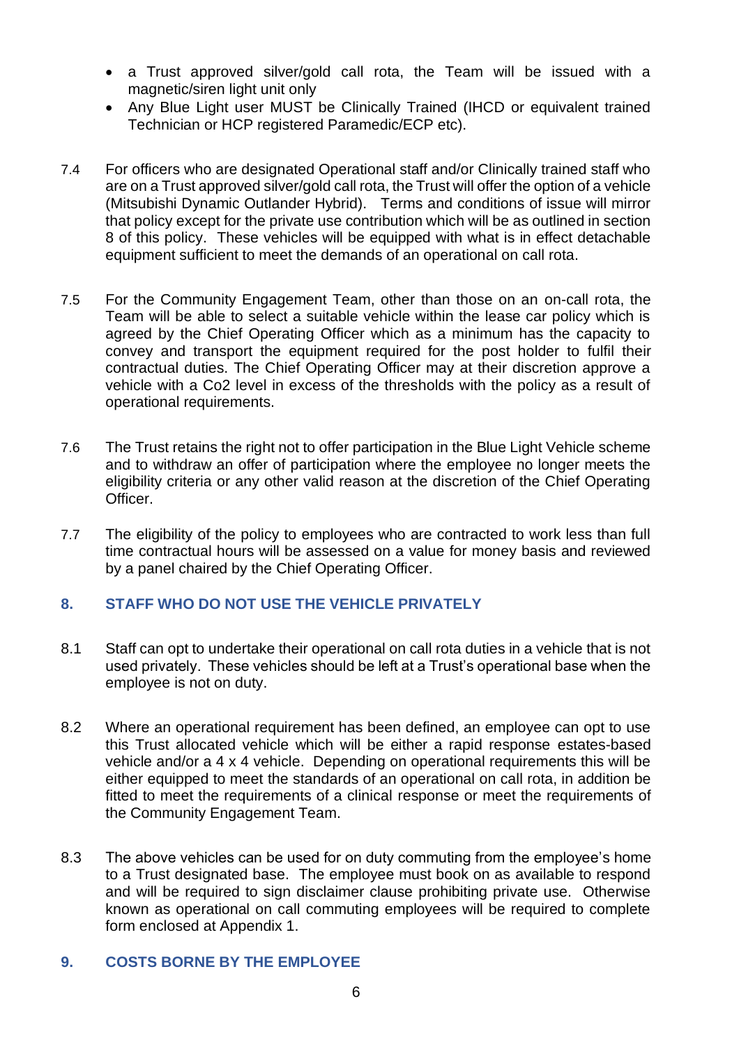- a Trust approved silver/gold call rota, the Team will be issued with a magnetic/siren light unit only
- Any Blue Light user MUST be Clinically Trained (IHCD or equivalent trained Technician or HCP registered Paramedic/ECP etc).

7.4 For officers who are designated Operational staff and/or Clinically trained staff who are on a Trust approved silver/gold call rota, the Trust will offer the option of a vehicle (Mitsubishi Dynamic Outlander Hybrid). Terms and conditions of issue will mirror that policy except for the private use contribution which will be as outlined in section 8 of this policy. These vehicles will be equipped with what is in effect detachable equipment sufficient to meet the demands of an operational on call rota.

7.5 For the Community Engagement Team, other than those on an on-call rota, the Team will be able to select a suitable vehicle within the lease car policy which is agreed by the Chief Operating Officer which as a minimum has the capacity to convey and transport the equipment required for the post holder to fulfil their contractual duties. The Chief Operating Officer may at their discretion approve a vehicle with a Co2 level in excess of the thresholds with the policy as a result of operational requirements.

7.6 The Trust retains the right not to offer participation in the Blue Light Vehicle scheme and to withdraw an offer of participation where the employee no longer meets the eligibility criteria or any other valid reason at the discretion of the Chief Operating Officer.

7.7 The eligibility of the policy to employees who are contracted to work less than full time contractual hours will be assessed on a value for money basis and reviewed by a panel chaired by the Chief Operating Officer.

## 8. STAFF WHO DO NOT USE THE VEHICLE PRIVATELY

8.1 Staff can opt to undertake their operational on call rota duties in a vehicle that is not used privately. These vehicles should be left at a Trust's operational base when the employee is not on duty.

8.2 Where an operational requirement has been defined, an employee can opt to use this Trust allocated vehicle which will be either a rapid response estates-based vehicle and/or a 4 x 4 vehicle. Depending on operational requirements this will be either equipped to meet the standards of an operational on call rota, in addition be fitted to meet the requirements of a clinical response or meet the requirements of the Community Engagement Team.

8.3 The above vehicles can be used for on duty commuting from the employee's home to a Trust designated base. The employee must book on as available to respond and will be required to sign disclaimer clause prohibiting private use. Otherwise known as operational on call commuting employees will be required to complete form enclosed at Appendix 1.

## 9. COSTS BORNE BY THE EMPLOYEE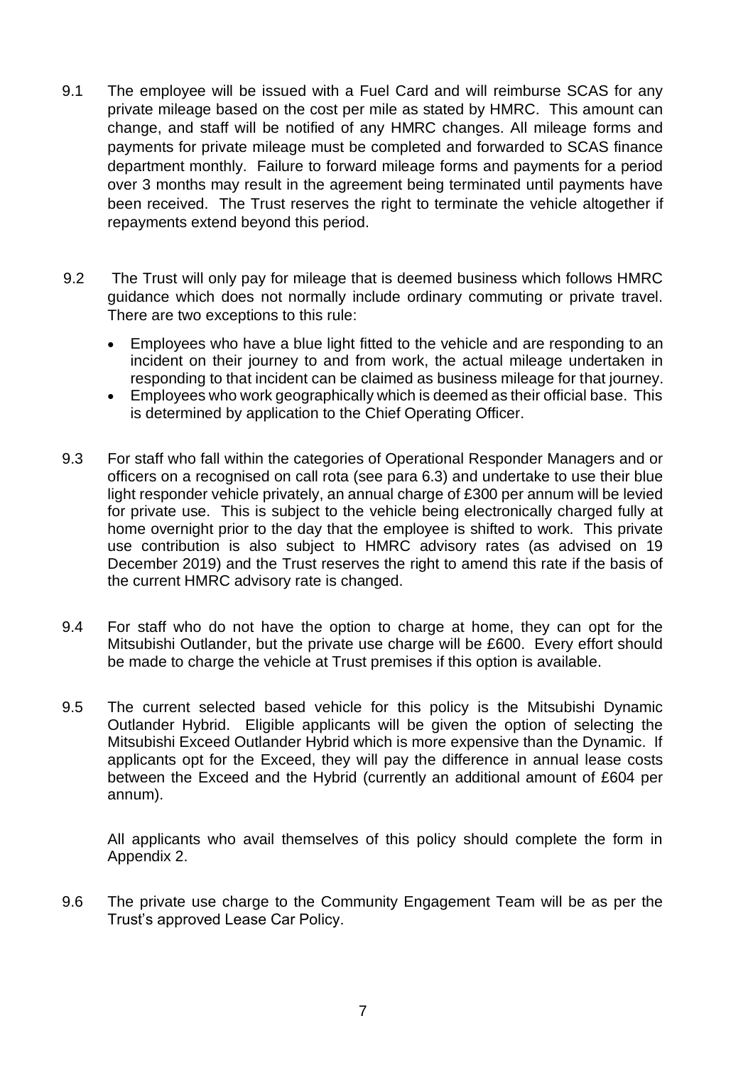9.1 The employee will be issued with a Fuel Card and will reimburse SCAS for any private mileage based on the cost per mile as stated by HMRC. This amount can change, and staff will be notified of any HMRC changes. All mileage forms and payments for private mileage must be completed and forwarded to SCAS finance department monthly. Failure to forward mileage forms and payments for a period over 3 months may result in the agreement being terminated until payments have been received. The Trust reserves the right to terminate the vehicle altogether if repayments extend beyond this period.

9.2 The Trust will only pay for mileage that is deemed business which follows HMRC guidance which does not normally include ordinary commuting or private travel. There are two exceptions to this rule:

- Employees who have a blue light fitted to the vehicle and are responding to an incident on their journey to and from work, the actual mileage undertaken in responding to that incident can be claimed as business mileage for that journey.
- Employees who work geographically which is deemed as their official base. This is determined by application to the Chief Operating Officer.

9.3 For staff who fall within the categories of Operational Responder Managers and or officers on a recognised on call rota (see para 6.3) and undertake to use their blue light responder vehicle privately, an annual charge of £300 per annum will be levied for private use. This is subject to the vehicle being electronically charged fully at home overnight prior to the day that the employee is shifted to work. This private use contribution is also subject to HMRC advisory rates (as advised on 19 December 2019) and the Trust reserves the right to amend this rate if the basis of the current HMRC advisory rate is changed.

9.4 For staff who do not have the option to charge at home, they can opt for the Mitsubishi Outlander, but the private use charge will be £600. Every effort should be made to charge the vehicle at Trust premises if this option is available.

9.5 The current selected based vehicle for this policy is the Mitsubishi Dynamic Outlander Hybrid. Eligible applicants will be given the option of selecting the Mitsubishi Exceed Outlander Hybrid which is more expensive than the Dynamic. If applicants opt for the Exceed, they will pay the difference in annual lease costs between the Exceed and the Hybrid (currently an additional amount of £604 per annum).

All applicants who avail themselves of this policy should complete the form in Appendix 2.

9.6 The private use charge to the Community Engagement Team will be as per the Trust's approved Lease Car Policy.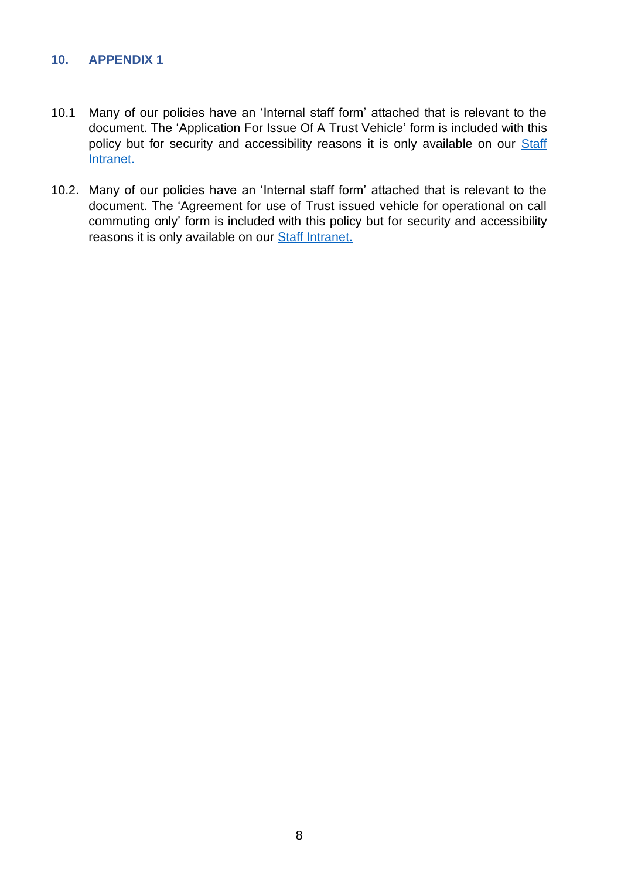## 10. APPENDIX 1

10.1 Many of our policies have an 'Internal staff form' attached that is relevant to the document. The 'Application For Issue Of A Trust Vehicle' form is included with this policy but for security and accessibility reasons it is only available on our Staff Intranet.

10.2. Many of our policies have an 'Internal staff form' attached that is relevant to the document. The 'Agreement for use of Trust issued vehicle for operational on call commuting only' form is included with this policy but for security and accessibility reasons it is only available on our Staff Intranet.